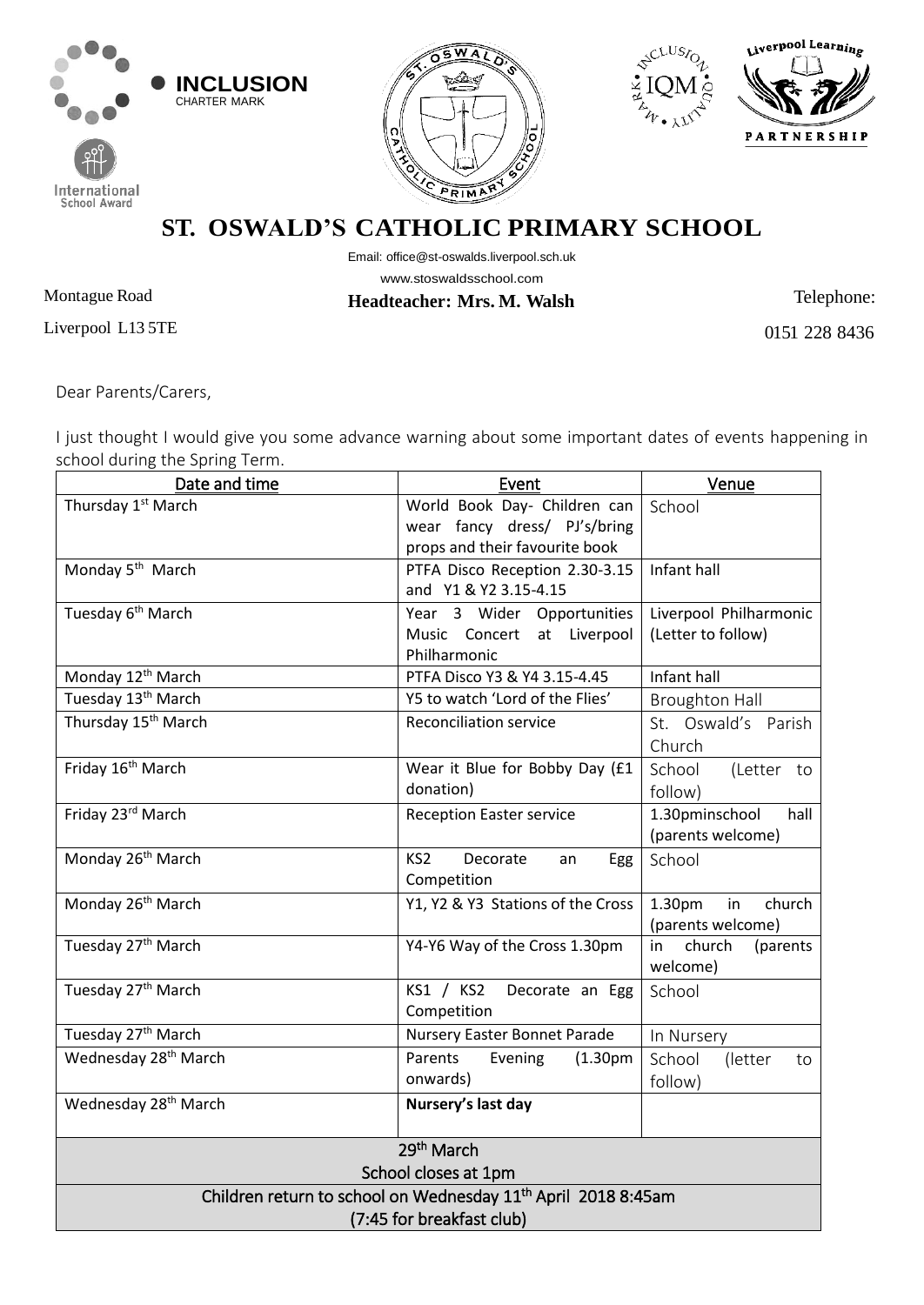INCLUSION
CHARTER MARK

International School Award

# ST. OSWALD'S CATHOLIC PRIMARY SCHOOL

Email: office@st-oswalds.liverpool.sch.uk

www.stoswaldsschool.com

Montague Road

Liverpool L13 5TE

**Headteacher: Mrs. M. Walsh**

Telephone:

0151 228 8436

Dear Parents/Carers,

I just thought I would give you some advance warning about some important dates of events happening in school during the Spring Term.

| Date and time | Event | Venue |
|---|---|---|
| Thursday 1st March | World Book Day- Children can wear fancy dress/ PJ's/bring props and their favourite book | School |
| Monday 5th March | PTFA Disco Reception 2.30-3.15 and Y1 & Y2 3.15-4.15 | Infant hall |
| Tuesday 6th March | Year 3 Wider Opportunities Music Concert at Liverpool Philharmonic | Liverpool Philharmonic (Letter to follow) |
| Monday 12th March | PTFA Disco Y3 & Y4 3.15-4.45 | Infant hall |
| Tuesday 13th March | Y5 to watch 'Lord of the Flies' | Broughton Hall |
| Thursday 15th March | Reconciliation service | St. Oswald's Parish Church |
| Friday 16th March | Wear it Blue for Bobby Day (£1 donation) | School (Letter to follow) |
| Friday 23rd March | Reception Easter service | 1.30pminschool hall (parents welcome) |
| Monday 26th March | KS2 Decorate an Egg Competition | School |
| Monday 26th March | Y1, Y2 & Y3 Stations of the Cross | 1.30pm in church (parents welcome) |
| Tuesday 27th March | Y4-Y6 Way of the Cross 1.30pm | in church (parents welcome) |
| Tuesday 27th March | KS1 / KS2 Decorate an Egg Competition | School |
| Tuesday 27th March | Nursery Easter Bonnet Parade | In Nursery |
| Wednesday 28th March | Parents Evening (1.30pm onwards) | School (letter to follow) |
| Wednesday 28th March | **Nursery's last day** | |
| 29th March<br>School closes at 1pm | | |
| Children return to school on Wednesday 11th April 2018 8:45am<br>(7:45 for breakfast club) | | |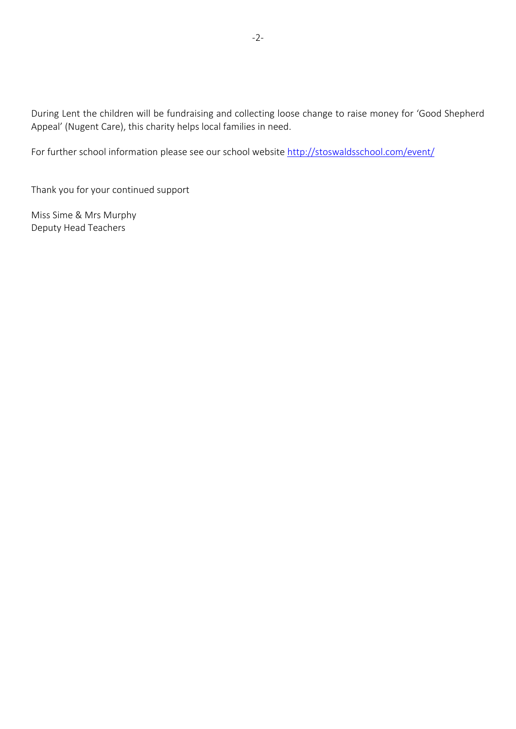During Lent the children will be fundraising and collecting loose change to raise money for 'Good Shepherd Appeal' (Nugent Care), this charity helps local families in need.

For further school information please see our school website [http://stoswaldsschool.com/event/](http://stoswaldsschool.com/event/)

Thank you for your continued support

Miss Sime & Mrs Murphy
Deputy Head Teachers